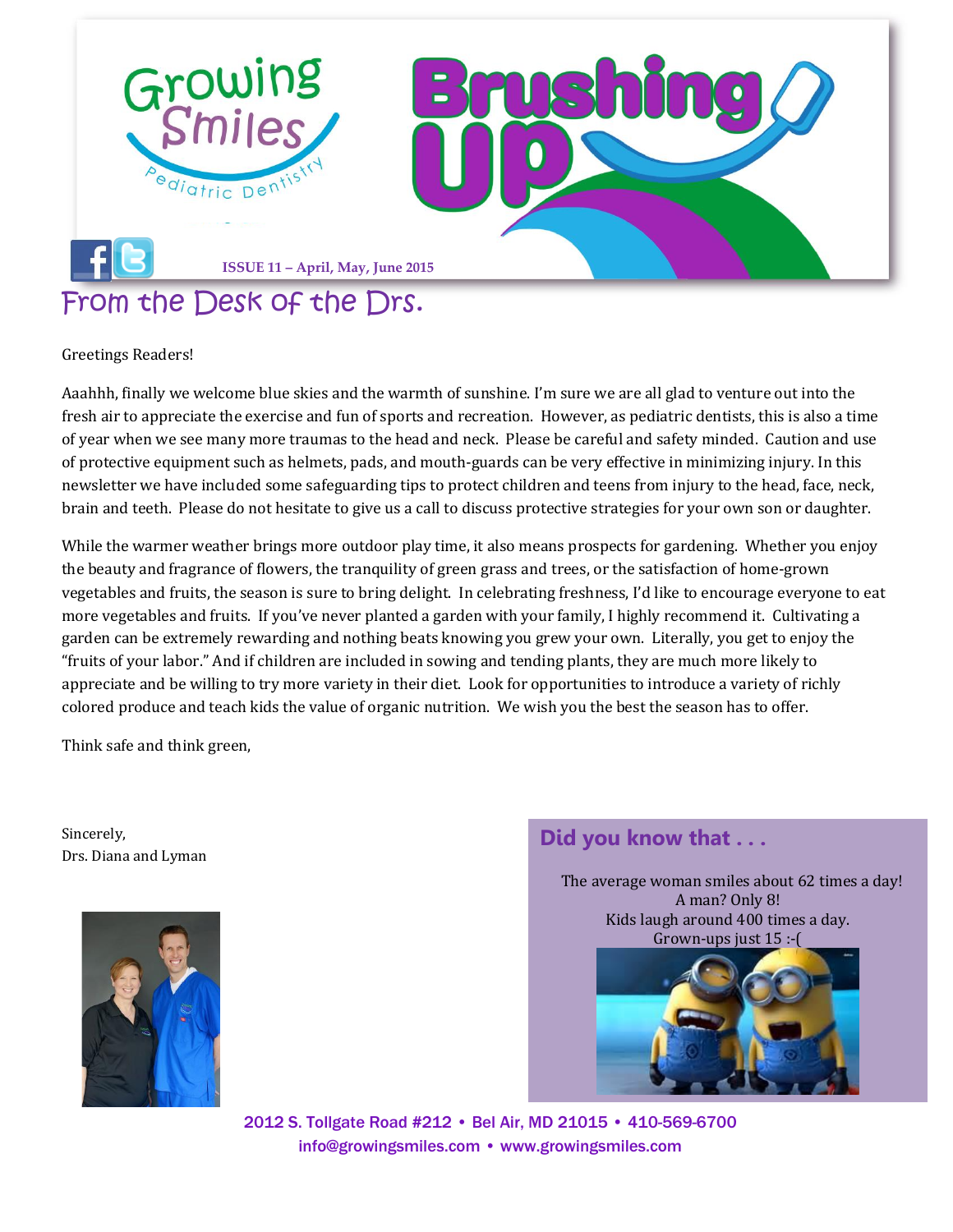# Growing Smiles Pediatric Dentistry

# Brushing Up

ISSUE 11 – April, May, June 2015

## From the Desk of the Drs.

Greetings Readers!

Aaahhh, finally we welcome blue skies and the warmth of sunshine. I'm sure we are all glad to venture out into the fresh air to appreciate the exercise and fun of sports and recreation. However, as pediatric dentists, this is also a time of year when we see many more traumas to the head and neck. Please be careful and safety minded. Caution and use of protective equipment such as helmets, pads, and mouth-guards can be very effective in minimizing injury. In this newsletter we have included some safeguarding tips to protect children and teens from injury to the head, face, neck, brain and teeth. Please do not hesitate to give us a call to discuss protective strategies for your own son or daughter.

While the warmer weather brings more outdoor play time, it also means prospects for gardening. Whether you enjoy the beauty and fragrance of flowers, the tranquility of green grass and trees, or the satisfaction of home-grown vegetables and fruits, the season is sure to bring delight. In celebrating freshness, I'd like to encourage everyone to eat more vegetables and fruits. If you've never planted a garden with your family, I highly recommend it. Cultivating a garden can be extremely rewarding and nothing beats knowing you grew your own. Literally, you get to enjoy the "fruits of your labor." And if children are included in sowing and tending plants, they are much more likely to appreciate and be willing to try more variety in their diet. Look for opportunities to introduce a variety of richly colored produce and teach kids the value of organic nutrition. We wish you the best the season has to offer.

Think safe and think green,

Sincerely,
Drs. Diana and Lyman

### Did you know that . . .

The average woman smiles about 62 times a day!
A man? Only 8!
Kids laugh around 400 times a day.
Grown-ups just 15 :-(

2012 S. Tollgate Road #212 • Bel Air, MD 21015 • 410-569-6700
info@growingsmiles.com • www.growingsmiles.com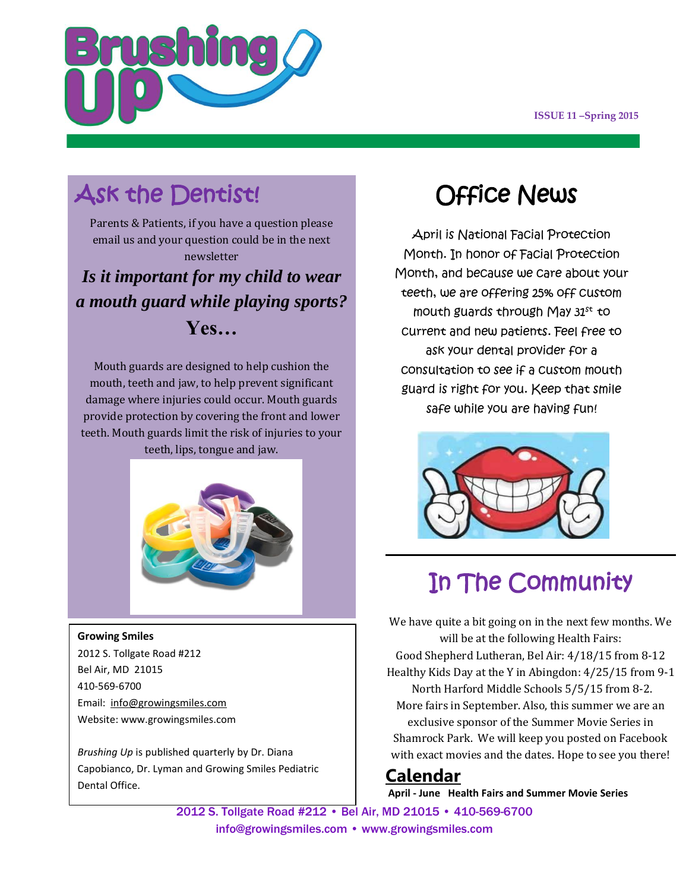# Brushing Up

**ISSUE 11 –Spring 2015**

## Ask the Dentist!

Parents & Patients, if you have a question please email us and your question could be in the next newsletter

***Is it important for my child to wear a mouth guard while playing sports?***

**Yes…**

Mouth guards are designed to help cushion the mouth, teeth and jaw, to help prevent significant damage where injuries could occur. Mouth guards provide protection by covering the front and lower teeth. Mouth guards limit the risk of injuries to your teeth, lips, tongue and jaw.

**Growing Smiles**
2012 S. Tollgate Road #212
Bel Air, MD 21015
410-569-6700
Email: info@growingsmiles.com
Website: www.growingsmiles.com

*Brushing Up* is published quarterly by Dr. Diana Capobianco, Dr. Lyman and Growing Smiles Pediatric Dental Office.

## Office News

April is National Facial Protection Month. In honor of Facial Protection Month, and because we care about your teeth, we are offering 25% off custom mouth guards through May 31st to current and new patients. Feel free to ask your dental provider for a consultation to see if a custom mouth guard is right for you. Keep that smile safe while you are having fun!

## In The Community

We have quite a bit going on in the next few months. We will be at the following Health Fairs:
Good Shepherd Lutheran, Bel Air: 4/18/15 from 8-12
Healthy Kids Day at the Y in Abingdon: 4/25/15 from 9-1
North Harford Middle Schools 5/5/15 from 8-2.
More fairs in September. Also, this summer we are an exclusive sponsor of the Summer Movie Series in Shamrock Park. We will keep you posted on Facebook with exact movies and the dates. Hope to see you there!

## Calendar

**April - June Health Fairs and Summer Movie Series**

2012 S. Tollgate Road #212 • Bel Air, MD 21015 • 410-569-6700
info@growingsmiles.com • www.growingsmiles.com